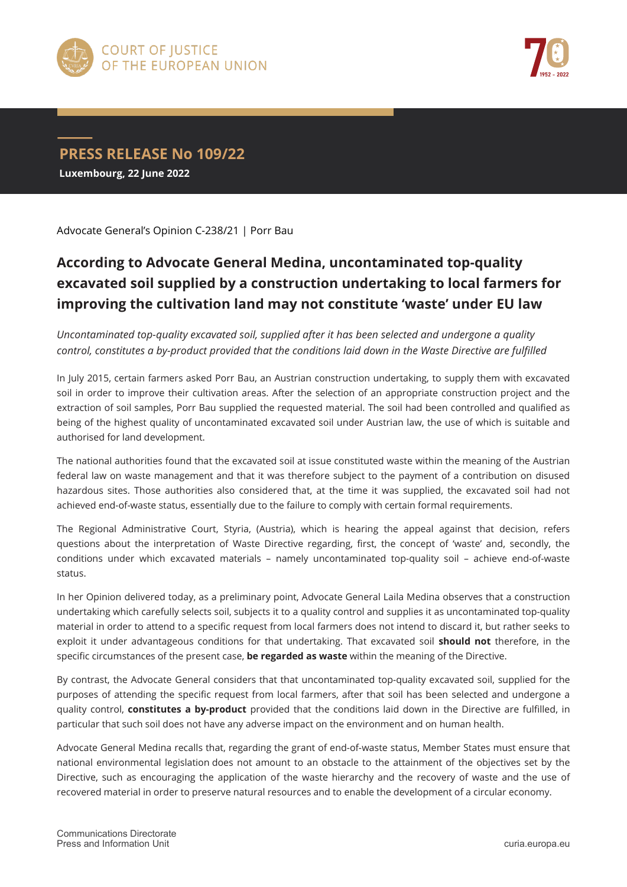COURT OF JUSTICE OF THE EUROPEAN UNION

## PRESS RELEASE No 109/22

**Luxembourg, 22 June 2022**

Advocate General's Opinion C-238/21 | Porr Bau

# According to Advocate General Medina, uncontaminated top-quality excavated soil supplied by a construction undertaking to local farmers for improving the cultivation land may not constitute 'waste' under EU law

*Uncontaminated top-quality excavated soil, supplied after it has been selected and undergone a quality control, constitutes a by-product provided that the conditions laid down in the Waste Directive are fulfilled*

In July 2015, certain farmers asked Porr Bau, an Austrian construction undertaking, to supply them with excavated soil in order to improve their cultivation areas. After the selection of an appropriate construction project and the extraction of soil samples, Porr Bau supplied the requested material. The soil had been controlled and qualified as being of the highest quality of uncontaminated excavated soil under Austrian law, the use of which is suitable and authorised for land development.

The national authorities found that the excavated soil at issue constituted waste within the meaning of the Austrian federal law on waste management and that it was therefore subject to the payment of a contribution on disused hazardous sites. Those authorities also considered that, at the time it was supplied, the excavated soil had not achieved end-of-waste status, essentially due to the failure to comply with certain formal requirements.

The Regional Administrative Court, Styria, (Austria), which is hearing the appeal against that decision, refers questions about the interpretation of Waste Directive regarding, first, the concept of 'waste' and, secondly, the conditions under which excavated materials – namely uncontaminated top-quality soil – achieve end-of-waste status.

In her Opinion delivered today, as a preliminary point, Advocate General Laila Medina observes that a construction undertaking which carefully selects soil, subjects it to a quality control and supplies it as uncontaminated top-quality material in order to attend to a specific request from local farmers does not intend to discard it, but rather seeks to exploit it under advantageous conditions for that undertaking. That excavated soil **should not** therefore, in the specific circumstances of the present case, **be regarded as waste** within the meaning of the Directive.

By contrast, the Advocate General considers that that uncontaminated top-quality excavated soil, supplied for the purposes of attending the specific request from local farmers, after that soil has been selected and undergone a quality control, **constitutes a by-product** provided that the conditions laid down in the Directive are fulfilled, in particular that such soil does not have any adverse impact on the environment and on human health.

Advocate General Medina recalls that, regarding the grant of end-of-waste status, Member States must ensure that national environmental legislation does not amount to an obstacle to the attainment of the objectives set by the Directive, such as encouraging the application of the waste hierarchy and the recovery of waste and the use of recovered material in order to preserve natural resources and to enable the development of a circular economy.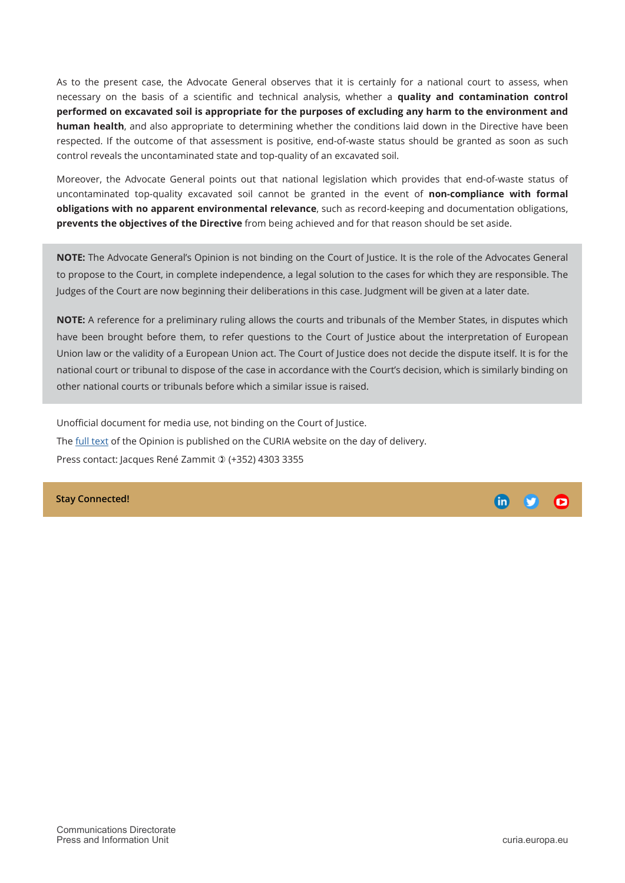As to the present case, the Advocate General observes that it is certainly for a national court to assess, when necessary on the basis of a scientific and technical analysis, whether a **quality and contamination control performed on excavated soil is appropriate for the purposes of excluding any harm to the environment and human health**, and also appropriate to determining whether the conditions laid down in the Directive have been respected. If the outcome of that assessment is positive, end-of-waste status should be granted as soon as such control reveals the uncontaminated state and top-quality of an excavated soil.

Moreover, the Advocate General points out that national legislation which provides that end-of-waste status of uncontaminated top-quality excavated soil cannot be granted in the event of **non-compliance with formal obligations with no apparent environmental relevance**, such as record-keeping and documentation obligations, **prevents the objectives of the Directive** from being achieved and for that reason should be set aside.

**NOTE:** The Advocate General's Opinion is not binding on the Court of Justice. It is the role of the Advocates General to propose to the Court, in complete independence, a legal solution to the cases for which they are responsible. The Judges of the Court are now beginning their deliberations in this case. Judgment will be given at a later date.

**NOTE:** A reference for a preliminary ruling allows the courts and tribunals of the Member States, in disputes which have been brought before them, to refer questions to the Court of Justice about the interpretation of European Union law or the validity of a European Union act. The Court of Justice does not decide the dispute itself. It is for the national court or tribunal to dispose of the case in accordance with the Court's decision, which is similarly binding on other national courts or tribunals before which a similar issue is raised.

Unofficial document for media use, not binding on the Court of Justice.

The full text of the Opinion is published on the CURIA website on the day of delivery.

Press contact: Jacques René Zammit ✆ (+352) 4303 3355

**Stay Connected!**

Communications Directorate
Press and Information Unit

curia.europa.eu